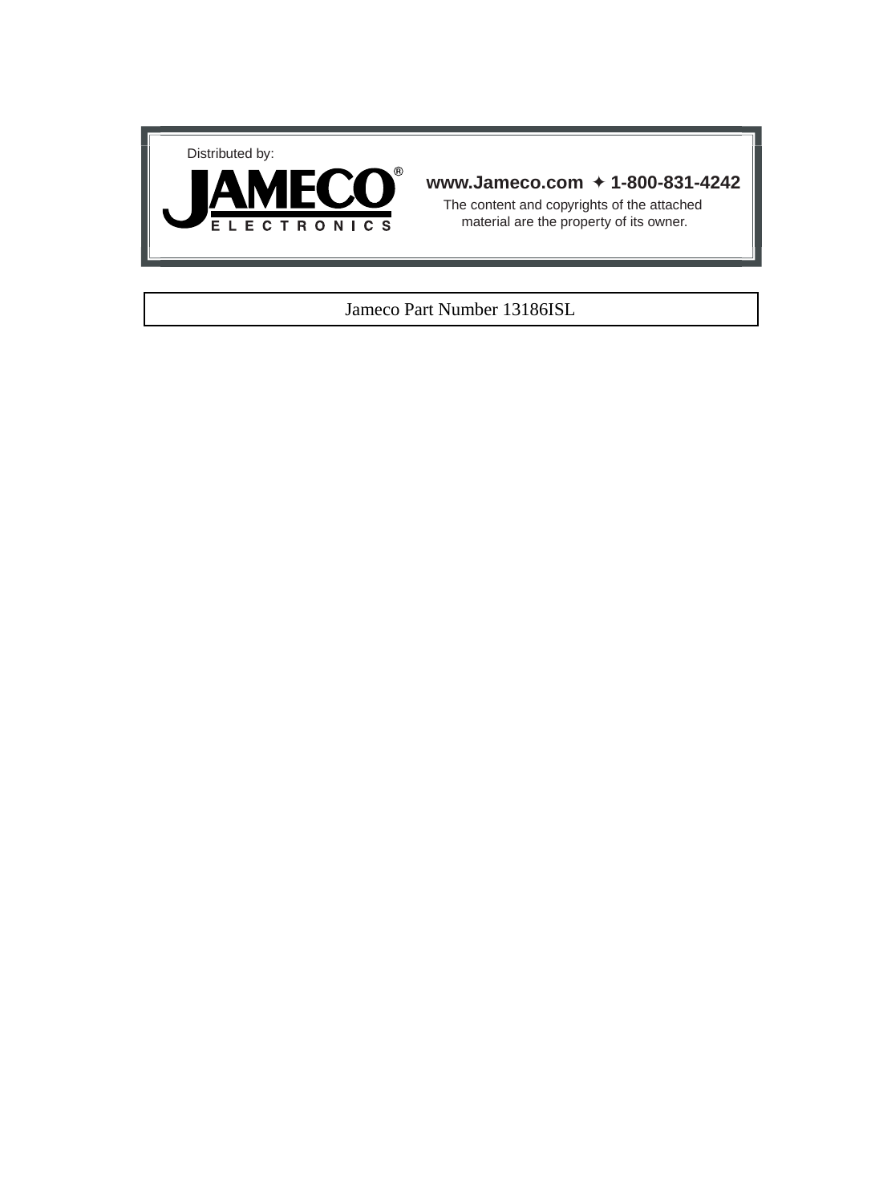Distributed by:

JAMECO®
ELECTRONICS

**www.Jameco.com ✦ 1-800-831-4242**

The content and copyrights of the attached material are the property of its owner.

Jameco Part Number 13186ISL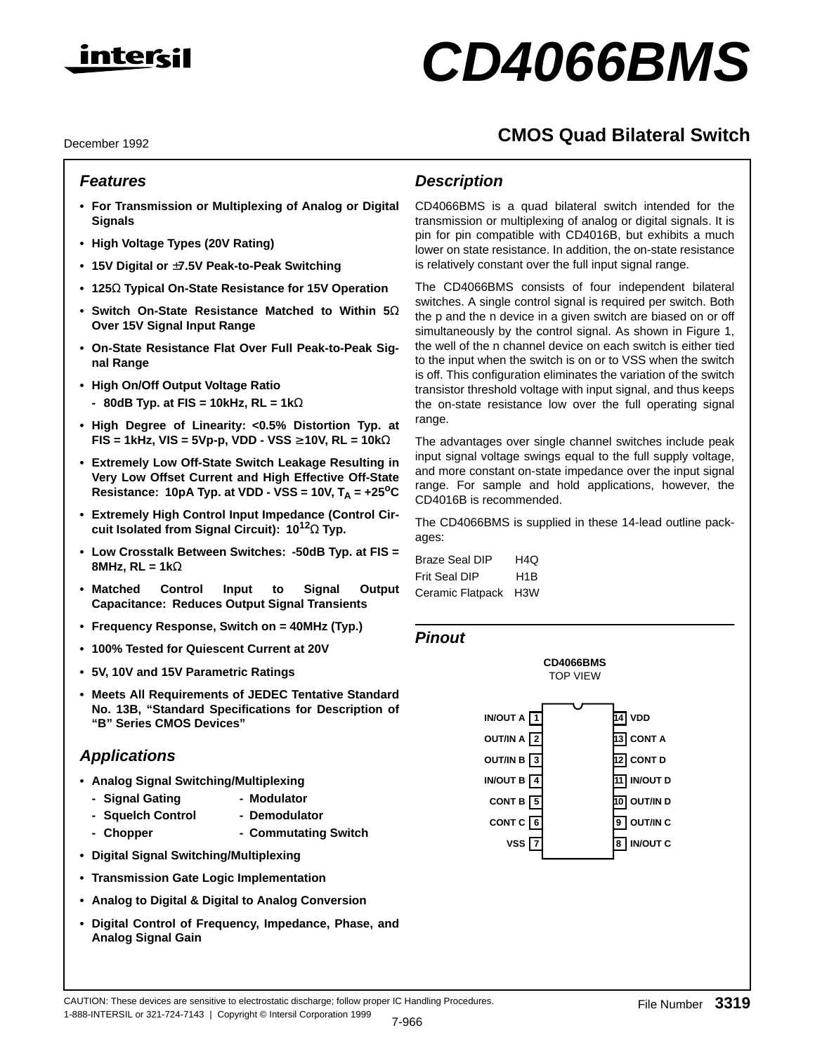# CD4066BMS

December 1992

## CMOS Quad Bilateral Switch

### Features

- **For Transmission or Multiplexing of Analog or Digital Signals**
- **High Voltage Types (20V Rating)**
- **15V Digital or ±7.5V Peak-to-Peak Switching**
- **125Ω Typical On-State Resistance for 15V Operation**
- **Switch On-State Resistance Matched to Within 5Ω Over 15V Signal Input Range**
- **On-State Resistance Flat Over Full Peak-to-Peak Signal Range**
- **High On/Off Output Voltage Ratio**
  - **80dB Typ. at FIS = 10kHz, RL = 1kΩ**
- **High Degree of Linearity: <0.5% Distortion Typ. at FIS = 1kHz, VIS = 5Vp-p, VDD - VSS ≥10V, RL = 10kΩ**
- **Extremely Low Off-State Switch Leakage Resulting in Very Low Offset Current and High Effective Off-State Resistance: 10pA Typ. at VDD - VSS = 10V, $T_A$ = +25$^oC$**
- **Extremely High Control Input Impedance (Control Circuit Isolated from Signal Circuit): $10^{12}$Ω Typ.**
- **Low Crosstalk Between Switches: -50dB Typ. at FIS = 8MHz, RL = 1kΩ**
- **Matched Control Input to Signal Output Capacitance: Reduces Output Signal Transients**
- **Frequency Response, Switch on = 40MHz (Typ.)**
- **100% Tested for Quiescent Current at 20V**
- **5V, 10V and 15V Parametric Ratings**
- **Meets All Requirements of JEDEC Tentative Standard No. 13B, "Standard Specifications for Description of "B" Series CMOS Devices"**

### Applications

- **Analog Signal Switching/Multiplexing**
  - **Signal Gating**
  - **Modulator**
  - **Squelch Control**
  - **Demodulator**
  - **Chopper**
  - **Commutating Switch**
- **Digital Signal Switching/Multiplexing**
- **Transmission Gate Logic Implementation**
- **Analog to Digital & Digital to Analog Conversion**
- **Digital Control of Frequency, Impedance, Phase, and Analog Signal Gain**

### Description

CD4066BMS is a quad bilateral switch intended for the transmission or multiplexing of analog or digital signals. It is pin for pin compatible with CD4016B, but exhibits a much lower on state resistance. In addition, the on-state resistance is relatively constant over the full input signal range.

The CD4066BMS consists of four independent bilateral switches. A single control signal is required per switch. Both the p and the n device in a given switch are biased on or off simultaneously by the control signal. As shown in Figure 1, the well of the n channel device on each switch is either tied to the input when the switch is on or to VSS when the switch is off. This configuration eliminates the variation of the switch transistor threshold voltage with input signal, and thus keeps the on-state resistance low over the full operating signal range.

The advantages over single channel switches include peak input signal voltage swings equal to the full supply voltage, and more constant on-state impedance over the input signal range. For sample and hold applications, however, the CD4016B is recommended.

The CD4066BMS is supplied in these 14-lead outline packages:

| | |
|---|---|
| Braze Seal DIP | H4Q |
| Frit Seal DIP | H1B |
| Ceramic Flatpack | H3W |

### Pinout

**CD4066BMS**
TOP VIEW

| Pin | Name | Pin | Name |
|---|---|---|---|
| 1 | IN/OUT A | 14 | VDD |
| 2 | OUT/IN A | 13 | CONT A |
| 3 | OUT/IN B | 12 | CONT D |
| 4 | IN/OUT B | 11 | IN/OUT D |
| 5 | CONT B | 10 | OUT/IN D |
| 6 | CONT C | 9 | OUT/IN C |
| 7 | VSS | 8 | IN/OUT C |

CAUTION: These devices are sensitive to electrostatic discharge; follow proper IC Handling Procedures.
1-888-INTERSIL or 321-724-7143 | Copyright © Intersil Corporation 1999

File Number **3319**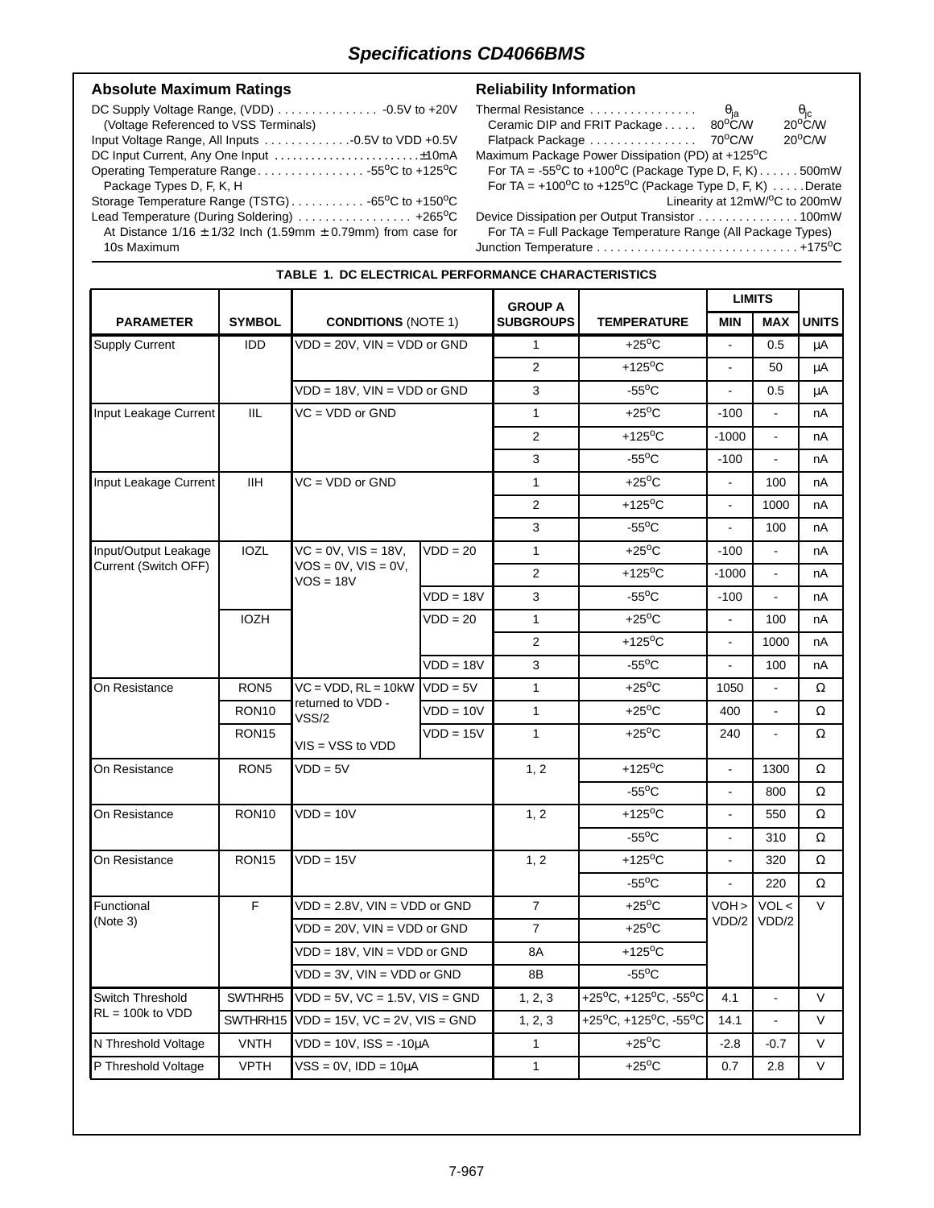## Specifications CD4066BMS

### Absolute Maximum Ratings

DC Supply Voltage Range, (VDD) . . . . . . . . . . . . . . . -0.5V to +20V
(Voltage Referenced to VSS Terminals)
Input Voltage Range, All Inputs . . . . . . . . . . . . .-0.5V to VDD +0.5V
DC Input Current, Any One Input . . . . . . . . . . . . . . . . . . . . . . .±10mA
Operating Temperature Range. . . . . . . . . . . . . . . . -55$^o$C to +125$^o$C
Package Types D, F, K, H
Storage Temperature Range (TSTG). . . . . . . . . . . -65$^o$C to +150$^o$C
Lead Temperature (During Soldering) . . . . . . . . . . . . . . . . . +265$^o$C
At Distance 1/16 ± 1/32 Inch (1.59mm ± 0.79mm) from case for 10s Maximum

### Reliability Information

| Thermal Resistance | $\theta_{ja}$ | $\theta_{jc}$ |
|---|---|---|
| Ceramic DIP and FRIT Package | 80$^o$C/W | 20$^o$C/W |
| Flatpack Package | 70$^o$C/W | 20$^o$C/W |

Maximum Package Power Dissipation (PD) at +125$^o$C
For TA = -55$^o$C to +100$^o$C (Package Type D, F, K) . . . . . . 500mW
For TA = +100$^o$C to +125$^o$C (Package Type D, F, K) . . . . .Derate Linearity at 12mW/$^o$C to 200mW
Device Dissipation per Output Transistor . . . . . . . . . . . . . . . 100mW
For TA = Full Package Temperature Range (All Package Types)
Junction Temperature . . . . . . . . . . . . . . . . . . . . . . . . . . . . . +175$^o$C

**TABLE 1. DC ELECTRICAL PERFORMANCE CHARACTERISTICS**

| PARAMETER | SYMBOL | CONDITIONS (NOTE 1) | | GROUP A SUBGROUPS | TEMPERATURE | LIMITS MIN | LIMITS MAX | UNITS |
|---|---|---|---|---|---|---|---|---|
| Supply Current | IDD | VDD = 20V, VIN = VDD or GND | | 1 | +25$^o$C | - | 0.5 | μA |
| | | | | 2 | +125$^o$C | - | 50 | μA |
| | | VDD = 18V, VIN = VDD or GND | | 3 | -55$^o$C | - | 0.5 | μA |
| Input Leakage Current | IIL | VC = VDD or GND | | 1 | +25$^o$C | -100 | - | nA |
| | | | | 2 | +125$^o$C | -1000 | - | nA |
| | | | | 3 | -55$^o$C | -100 | - | nA |
| Input Leakage Current | IIH | VC = VDD or GND | | 1 | +25$^o$C | - | 100 | nA |
| | | | | 2 | +125$^o$C | - | 1000 | nA |
| | | | | 3 | -55$^o$C | - | 100 | nA |
| Input/Output Leakage Current (Switch OFF) | IOZL | VC = 0V, VIS = 18V, VOS = 0V, VIS = 0V, VOS = 18V | VDD = 20 | 1 | +25$^o$C | -100 | - | nA |
| | | | | 2 | +125$^o$C | -1000 | - | nA |
| | | | VDD = 18V | 3 | -55$^o$C | -100 | - | nA |
| | IOZH | | VDD = 20 | 1 | +25$^o$C | - | 100 | nA |
| | | | | 2 | +125$^o$C | - | 1000 | nA |
| | | | VDD = 18V | 3 | -55$^o$C | - | 100 | nA |
| On Resistance | RON5 | VC = VDD, RL = 10kW returned to VDD - VSS/2 VIS = VSS to VDD | VDD = 5V | 1 | +25$^o$C | 1050 | - | Ω |
| | RON10 | | VDD = 10V | 1 | +25$^o$C | 400 | - | Ω |
| | RON15 | | VDD = 15V | 1 | +25$^o$C | 240 | - | Ω |
| On Resistance | RON5 | VDD = 5V | | 1, 2 | +125$^o$C | - | 1300 | Ω |
| | | | | | -55$^o$C | - | 800 | Ω |
| On Resistance | RON10 | VDD = 10V | | 1, 2 | +125$^o$C | - | 550 | Ω |
| | | | | | -55$^o$C | - | 310 | Ω |
| On Resistance | RON15 | VDD = 15V | | 1, 2 | +125$^o$C | - | 320 | Ω |
| | | | | | -55$^o$C | - | 220 | Ω |
| Functional (Note 3) | F | VDD = 2.8V, VIN = VDD or GND | | 7 | +25$^o$C | VOH > VDD/2 | VOL < VDD/2 | V |
| | | VDD = 20V, VIN = VDD or GND | | 7 | +25$^o$C | | | |
| | | VDD = 18V, VIN = VDD or GND | | 8A | +125$^o$C | | | |
| | | VDD = 3V, VIN = VDD or GND | | 8B | -55$^o$C | | | |
| Switch Threshold RL = 100k to VDD | SWTHRH5 | VDD = 5V, VC = 1.5V, VIS = GND | | 1, 2, 3 | +25$^o$C, +125$^o$C, -55$^o$C | 4.1 | - | V |
| | SWTHRH15 | VDD = 15V, VC = 2V, VIS = GND | | 1, 2, 3 | +25$^o$C, +125$^o$C, -55$^o$C | 14.1 | - | V |
| N Threshold Voltage | VNTH | VDD = 10V, ISS = -10μA | | 1 | +25$^o$C | -2.8 | -0.7 | V |
| P Threshold Voltage | VPTH | VSS = 0V, IDD = 10μA | | 1 | +25$^o$C | 0.7 | 2.8 | V |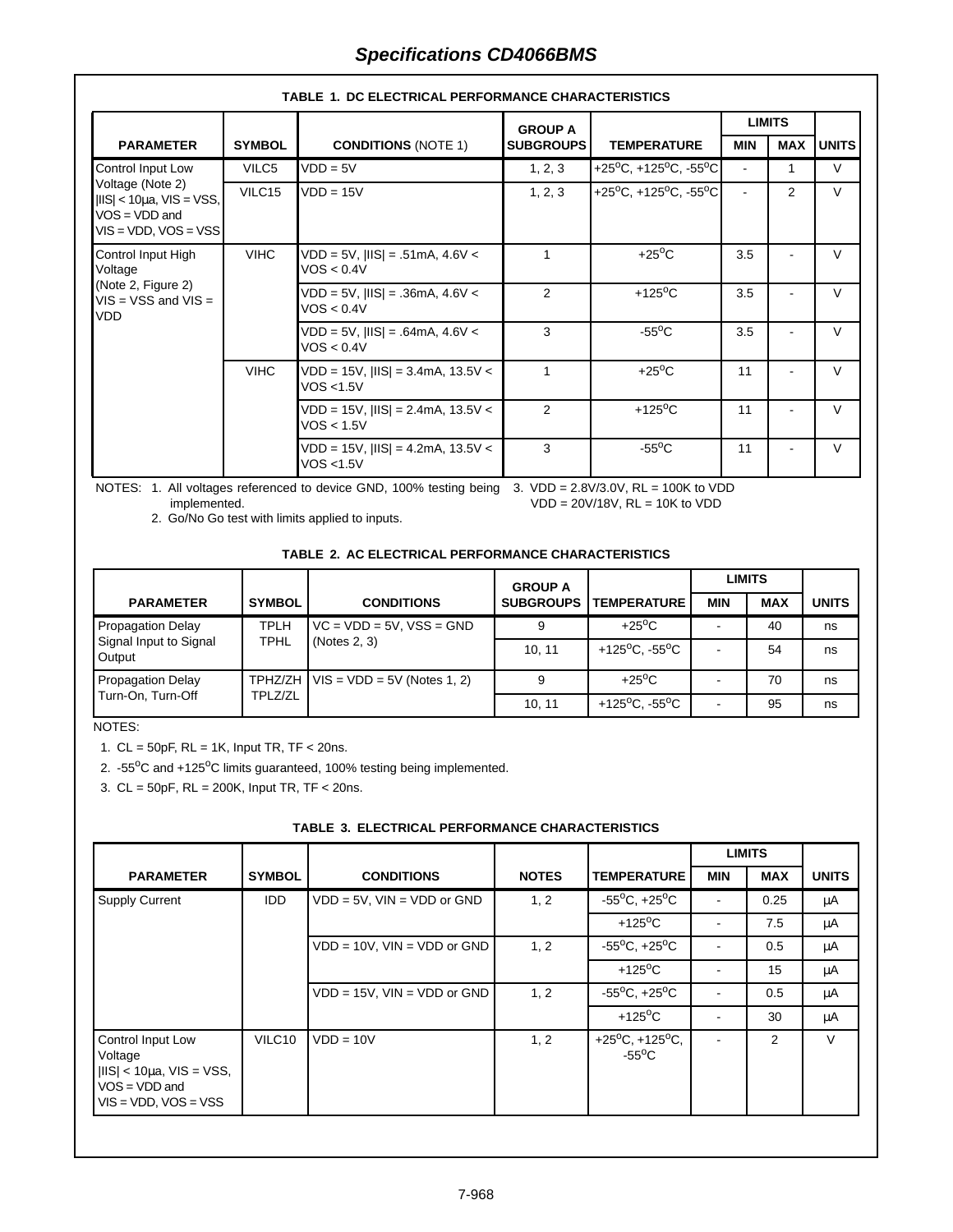## Specifications CD4066BMS

**TABLE 1. DC ELECTRICAL PERFORMANCE CHARACTERISTICS**

| PARAMETER | SYMBOL | CONDITIONS (NOTE 1) | GROUP A SUBGROUPS | TEMPERATURE | LIMITS MIN | LIMITS MAX | UNITS |
|---|---|---|---|---|---|---|---|
| Control Input Low Voltage (Note 2) \|IIS\| < 10µa, VIS = VSS, VOS = VDD and VIS = VDD, VOS = VSS | VILC5 | VDD = 5V | 1, 2, 3 | +25°C, +125°C, -55°C | - | 1 | V |
| | VILC15 | VDD = 15V | 1, 2, 3 | +25°C, +125°C, -55°C | - | 2 | V |
| Control Input High Voltage (Note 2, Figure 2) VIS = VSS and VIS = VDD | VIHC | VDD = 5V, \|IIS\| = .51mA, 4.6V < VOS < 0.4V | 1 | +25°C | 3.5 | - | V |
| | | VDD = 5V, \|IIS\| = .36mA, 4.6V < VOS < 0.4V | 2 | +125°C | 3.5 | - | V |
| | | VDD = 5V, \|IIS\| = .64mA, 4.6V < VOS < 0.4V | 3 | -55°C | 3.5 | - | V |
| | VIHC | VDD = 15V, \|IIS\| = 3.4mA, 13.5V < VOS <1.5V | 1 | +25°C | 11 | - | V |
| | | VDD = 15V, \|IIS\| = 2.4mA, 13.5V < VOS < 1.5V | 2 | +125°C | 11 | - | V |
| | | VDD = 15V, \|IIS\| = 4.2mA, 13.5V < VOS <1.5V | 3 | -55°C | 11 | - | V |

NOTES:
1. All voltages referenced to device GND, 100% testing being implemented.
2. Go/No Go test with limits applied to inputs.
3. VDD = 2.8V/3.0V, RL = 100K to VDD
   VDD = 20V/18V, RL = 10K to VDD

**TABLE 2. AC ELECTRICAL PERFORMANCE CHARACTERISTICS**

| PARAMETER | SYMBOL | CONDITIONS | GROUP A SUBGROUPS | TEMPERATURE | LIMITS MIN | LIMITS MAX | UNITS |
|---|---|---|---|---|---|---|---|
| Propagation Delay Signal Input to Signal Output | TPLH TPHL | VC = VDD = 5V, VSS = GND (Notes 2, 3) | 9 | +25°C | - | 40 | ns |
| | | | 10, 11 | +125°C, -55°C | - | 54 | ns |
| Propagation Delay Turn-On, Turn-Off | TPHZ/ZH TPLZ/ZL | VIS = VDD = 5V (Notes 1, 2) | 9 | +25°C | - | 70 | ns |
| | | | 10, 11 | +125°C, -55°C | - | 95 | ns |

NOTES:
1. CL = 50pF, RL = 1K, Input TR, TF < 20ns.
2. -55°C and +125°C limits guaranteed, 100% testing being implemented.
3. CL = 50pF, RL = 200K, Input TR, TF < 20ns.

**TABLE 3. ELECTRICAL PERFORMANCE CHARACTERISTICS**

| PARAMETER | SYMBOL | CONDITIONS | NOTES | TEMPERATURE | LIMITS MIN | LIMITS MAX | UNITS |
|---|---|---|---|---|---|---|---|
| Supply Current | IDD | VDD = 5V, VIN = VDD or GND | 1, 2 | -55°C, +25°C | - | 0.25 | µA |
| | | | | +125°C | - | 7.5 | µA |
| | | VDD = 10V, VIN = VDD or GND | 1, 2 | -55°C, +25°C | - | 0.5 | µA |
| | | | | +125°C | - | 15 | µA |
| | | VDD = 15V, VIN = VDD or GND | 1, 2 | -55°C, +25°C | - | 0.5 | µA |
| | | | | +125°C | - | 30 | µA |
| Control Input Low Voltage \|IIS\| < 10µa, VIS = VSS, VOS = VDD and VIS = VDD, VOS = VSS | VILC10 | VDD = 10V | 1, 2 | +25°C, +125°C, -55°C | - | 2 | V |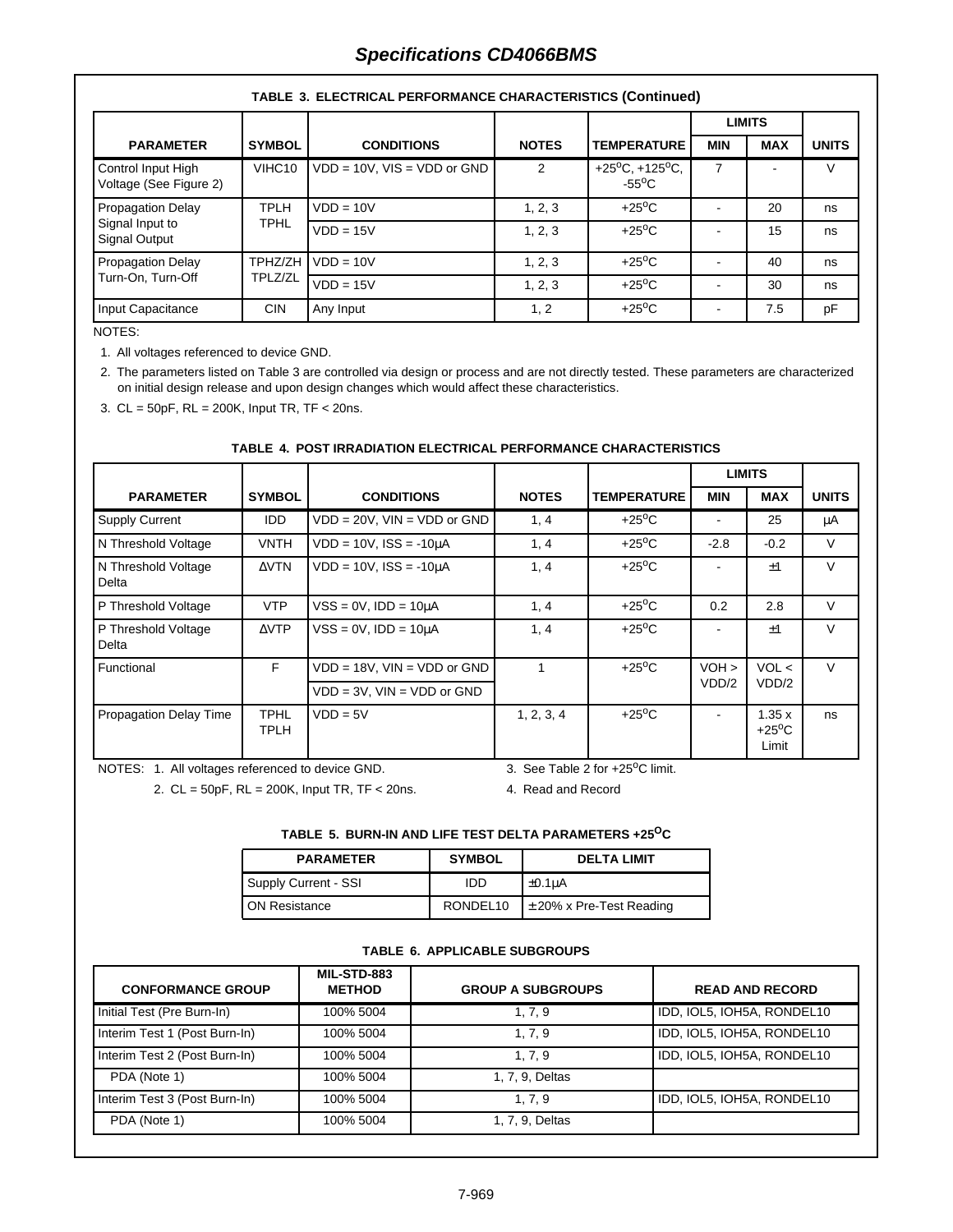## Specifications CD4066BMS

**TABLE 3. ELECTRICAL PERFORMANCE CHARACTERISTICS (Continued)**

| PARAMETER | SYMBOL | CONDITIONS | NOTES | TEMPERATURE | LIMITS | | UNITS |
|---|---|---|---|---|---|---|---|
| | | | | | MIN | MAX | |
| Control Input High Voltage (See Figure 2) | VIHC10 | VDD = 10V, VIS = VDD or GND | 2 | +25°C, +125°C, -55°C | 7 | - | V |
| Propagation Delay Signal Input to Signal Output | TPLH TPHL | VDD = 10V | 1, 2, 3 | +25°C | - | 20 | ns |
| | | VDD = 15V | 1, 2, 3 | +25°C | - | 15 | ns |
| Propagation Delay Turn-On, Turn-Off | TPHZ/ZH TPLZ/ZL | VDD = 10V | 1, 2, 3 | +25°C | - | 40 | ns |
| | | VDD = 15V | 1, 2, 3 | +25°C | - | 30 | ns |
| Input Capacitance | CIN | Any Input | 1, 2 | +25°C | - | 7.5 | pF |

NOTES:

1. All voltages referenced to device GND.
2. The parameters listed on Table 3 are controlled via design or process and are not directly tested. These parameters are characterized on initial design release and upon design changes which would affect these characteristics.
3. CL = 50pF, RL = 200K, Input TR, TF < 20ns.

**TABLE 4. POST IRRADIATION ELECTRICAL PERFORMANCE CHARACTERISTICS**

| PARAMETER | SYMBOL | CONDITIONS | NOTES | TEMPERATURE | LIMITS | | UNITS |
|---|---|---|---|---|---|---|---|
| | | | | | MIN | MAX | |
| Supply Current | IDD | VDD = 20V, VIN = VDD or GND | 1, 4 | +25°C | - | 25 | µA |
| N Threshold Voltage | VNTH | VDD = 10V, ISS = -10µA | 1, 4 | +25°C | -2.8 | -0.2 | V |
| N Threshold Voltage Delta | ΔVTN | VDD = 10V, ISS = -10µA | 1, 4 | +25°C | - | ±1 | V |
| P Threshold Voltage | VTP | VSS = 0V, IDD = 10µA | 1, 4 | +25°C | 0.2 | 2.8 | V |
| P Threshold Voltage Delta | ΔVTP | VSS = 0V, IDD = 10µA | 1, 4 | +25°C | - | ±1 | V |
| Functional | F | VDD = 18V, VIN = VDD or GND | 1 | +25°C | VOH > VDD/2 | VOL < VDD/2 | V |
| | | VDD = 3V, VIN = VDD or GND | | | | | |
| Propagation Delay Time | TPHL TPLH | VDD = 5V | 1, 2, 3, 4 | +25°C | - | 1.35 x +25°C Limit | ns |

NOTES:
1. All voltages referenced to device GND.
2. CL = 50pF, RL = 200K, Input TR, TF < 20ns.
3. See Table 2 for +25°C limit.
4. Read and Record

**TABLE 5. BURN-IN AND LIFE TEST DELTA PARAMETERS +25°C**

| PARAMETER | SYMBOL | DELTA LIMIT |
|---|---|---|
| Supply Current - SSI | IDD | ±0.1µA |
| ON Resistance | RONDEL10 | ± 20% x Pre-Test Reading |

**TABLE 6. APPLICABLE SUBGROUPS**

| CONFORMANCE GROUP | MIL-STD-883 METHOD | GROUP A SUBGROUPS | READ AND RECORD |
|---|---|---|---|
| Initial Test (Pre Burn-In) | 100% 5004 | 1, 7, 9 | IDD, IOL5, IOH5A, RONDEL10 |
| Interim Test 1 (Post Burn-In) | 100% 5004 | 1, 7, 9 | IDD, IOL5, IOH5A, RONDEL10 |
| Interim Test 2 (Post Burn-In) | 100% 5004 | 1, 7, 9 | IDD, IOL5, IOH5A, RONDEL10 |
| PDA (Note 1) | 100% 5004 | 1, 7, 9, Deltas | |
| Interim Test 3 (Post Burn-In) | 100% 5004 | 1, 7, 9 | IDD, IOL5, IOH5A, RONDEL10 |
| PDA (Note 1) | 100% 5004 | 1, 7, 9, Deltas | |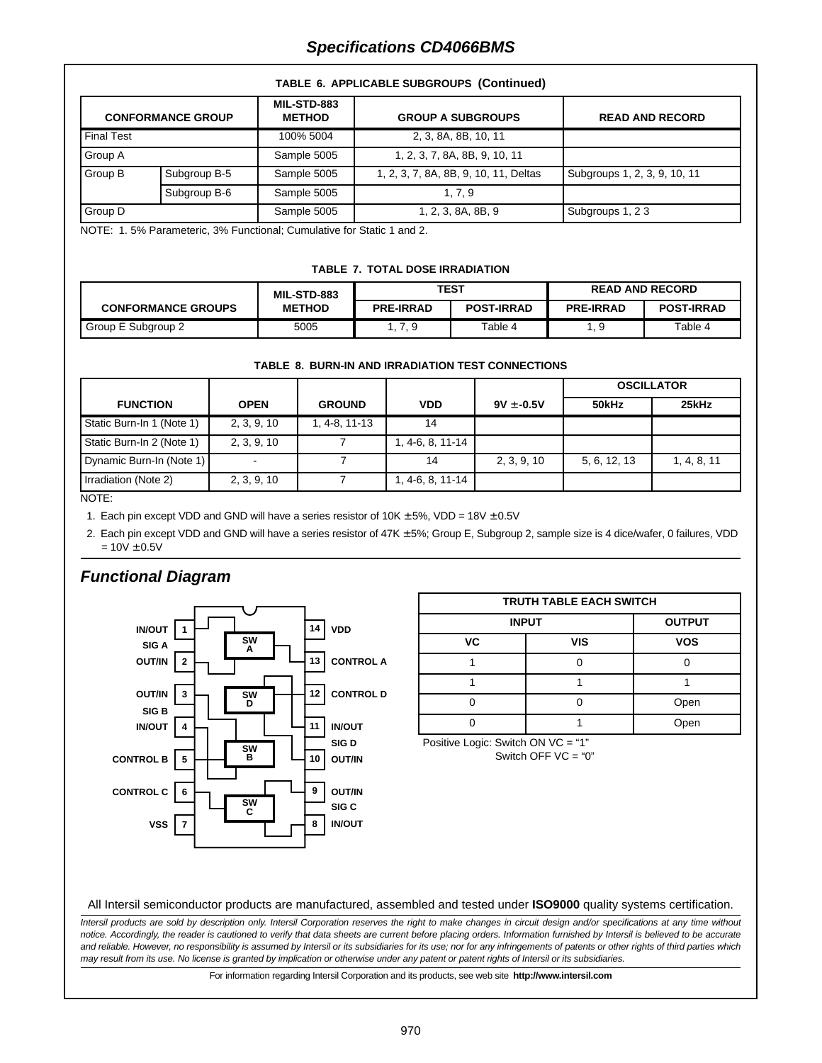## TABLE 6. APPLICABLE SUBGROUPS (Continued)

| CONFORMANCE GROUP | | MIL-STD-883 METHOD | GROUP A SUBGROUPS | READ AND RECORD |
|---|---|---|---|---|
| Final Test | | 100% 5004 | 2, 3, 8A, 8B, 10, 11 | |
| Group A | | Sample 5005 | 1, 2, 3, 7, 8A, 8B, 9, 10, 11 | |
| Group B | Subgroup B-5 | Sample 5005 | 1, 2, 3, 7, 8A, 8B, 9, 10, 11, Deltas | Subgroups 1, 2, 3, 9, 10, 11 |
| | Subgroup B-6 | Sample 5005 | 1, 7, 9 | |
| Group D | | Sample 5005 | 1, 2, 3, 8A, 8B, 9 | Subgroups 1, 2 3 |

NOTE: 1. 5% Parameteric, 3% Functional; Cumulative for Static 1 and 2.

## TABLE 7. TOTAL DOSE IRRADIATION

| CONFORMANCE GROUPS | MIL-STD-883 METHOD | TEST | | READ AND RECORD | |
|---|---|---|---|---|---|
| | | PRE-IRRAD | POST-IRRAD | PRE-IRRAD | POST-IRRAD |
| Group E Subgroup 2 | 5005 | 1, 7, 9 | Table 4 | 1, 9 | Table 4 |

## TABLE 8. BURN-IN AND IRRADIATION TEST CONNECTIONS

| FUNCTION | OPEN | GROUND | VDD | 9V ± -0.5V | OSCILLATOR | |
|---|---|---|---|---|---|---|
| | | | | | 50kHz | 25kHz |
| Static Burn-In 1 (Note 1) | 2, 3, 9, 10 | 1, 4-8, 11-13 | 14 | | | |
| Static Burn-In 2 (Note 1) | 2, 3, 9, 10 | 7 | 1, 4-6, 8, 11-14 | | | |
| Dynamic Burn-In (Note 1) | - | 7 | 14 | 2, 3, 9, 10 | 5, 6, 12, 13 | 1, 4, 8, 11 |
| Irradiation (Note 2) | 2, 3, 9, 10 | 7 | 1, 4-6, 8, 11-14 | | | |

NOTE:

1. Each pin except VDD and GND will have a series resistor of 10K ±5%, VDD = 18V ±0.5V
2. Each pin except VDD and GND will have a series resistor of 47K ±5%; Group E, Subgroup 2, sample size is 4 dice/wafer, 0 failures, VDD = 10V ±0.5V

## Functional Diagram

| Pin | Function | Pin | Function |
|---|---|---|---|
| 1 | IN/OUT SIG A | 14 | VDD |
| 2 | OUT/IN | 13 | CONTROL A |
| 3 | OUT/IN SIG B | 12 | CONTROL D |
| 4 | IN/OUT | 11 | IN/OUT SIG D |
| 5 | CONTROL B | 10 | OUT/IN |
| 6 | CONTROL C | 9 | OUT/IN SIG C |
| 7 | VSS | 8 | IN/OUT |

**TRUTH TABLE EACH SWITCH**

| INPUT | | OUTPUT |
|---|---|---|
| VC | VIS | VOS |
| 1 | 0 | 0 |
| 1 | 1 | 1 |
| 0 | 0 | Open |
| 0 | 1 | Open |

Positive Logic: Switch ON VC = "1"
Switch OFF VC = "0"

All Intersil semiconductor products are manufactured, assembled and tested under **ISO9000** quality systems certification.

*Intersil products are sold by description only. Intersil Corporation reserves the right to make changes in circuit design and/or specifications at any time without notice. Accordingly, the reader is cautioned to verify that data sheets are current before placing orders. Information furnished by Intersil is believed to be accurate and reliable. However, no responsibility is assumed by Intersil or its subsidiaries for its use; nor for any infringements of patents or other rights of third parties which may result from its use. No license is granted by implication or otherwise under any patent or patent rights of Intersil or its subsidiaries.*

For information regarding Intersil Corporation and its products, see web site **http://www.intersil.com**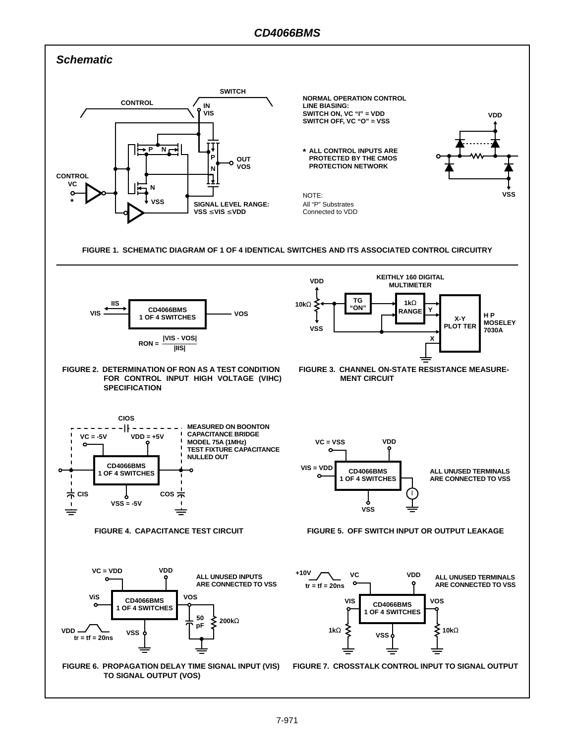## Schematic

CONTROL

SWITCH

IN
VIS

OUT
VOS

CONTROL
VC
*

VSS

SIGNAL LEVEL RANGE:
VSS ≤ VIS ≤ VDD

NORMAL OPERATION CONTROL LINE BIASING:
SWITCH ON, VC "I" = VDD
SWITCH OFF, VC "O" = VSS

\* ALL CONTROL INPUTS ARE PROTECTED BY THE CMOS PROTECTION NETWORK

NOTE:
All "P" Substrates Connected to VDD

VDD

VSS

FIGURE 1. SCHEMATIC DIAGRAM OF 1 OF 4 IDENTICAL SWITCHES AND ITS ASSOCIATED CONTROL CIRCUITRY

IIS

VIS — CD4066BMS 1 OF 4 SWITCHES — VOS

$$RON = \frac{|VIS - VOS|}{|IIS|}$$

FIGURE 2. DETERMINATION OF RON AS A TEST CONDITION FOR CONTROL INPUT HIGH VOLTAGE (VIHC) SPECIFICATION

VDD

10kΩ

VSS

TG "ON"

KEITHLY 160 DIGITAL MULTIMETER

1kΩ RANGE

Y

X

X-Y PLOT TER

H P MOSELEY 7030A

FIGURE 3. CHANNEL ON-STATE RESISTANCE MEASUREMENT CIRCUIT

CIOS

VC = -5V

VDD = +5V

CD4066BMS 1 OF 4 SWITCHES

CIS

VSS = -5V

COS

MEASURED ON BOONTON CAPACITANCE BRIDGE MODEL 75A (1MHz) TEST FIXTURE CAPACITANCE NULLED OUT

FIGURE 4. CAPACITANCE TEST CIRCUIT

VC = VSS

VDD

VIS = VDD

CD4066BMS 1 OF 4 SWITCHES

VSS

I

ALL UNUSED TERMINALS ARE CONNECTED TO VSS

FIGURE 5. OFF SWITCH INPUT OR OUTPUT LEAKAGE

VC = VDD

VDD

ViS

CD4066BMS 1 OF 4 SWITCHES

VOS

ALL UNUSED INPUTS ARE CONNECTED TO VSS

50 pF

200kΩ

VDD

tr = tf = 20ns

VSS

FIGURE 6. PROPAGATION DELAY TIME SIGNAL INPUT (VIS) TO SIGNAL OUTPUT (VOS)

+10V

tr = tf = 20ns

VC

VDD

ALL UNUSED TERMINALS ARE CONNECTED TO VSS

VIS

CD4066BMS 1 OF 4 SWITCHES

VOS

1kΩ

VSS

10kΩ

FIGURE 7. CROSSTALK CONTROL INPUT TO SIGNAL OUTPUT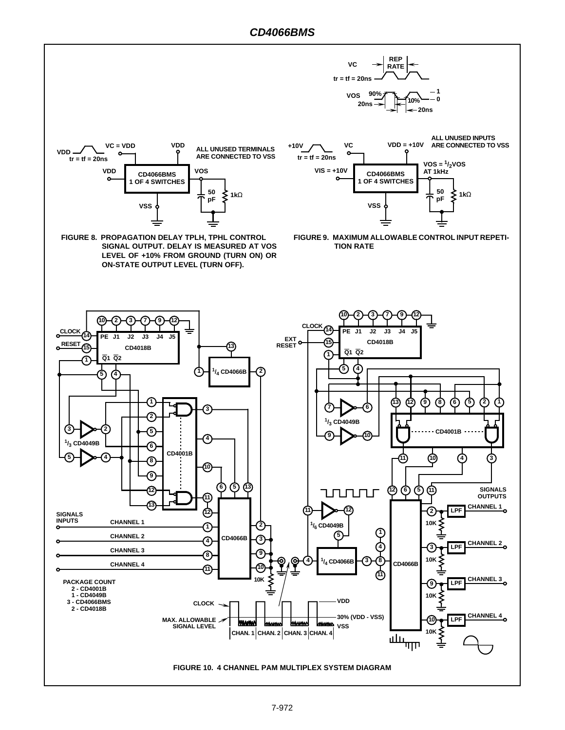FIGURE 8. PROPAGATION DELAY TPLH, TPHL CONTROL SIGNAL OUTPUT. DELAY IS MEASURED AT VOS LEVEL OF +10% FROM GROUND (TURN ON) OR ON-STATE OUTPUT LEVEL (TURN OFF).

FIGURE 9. MAXIMUM ALLOWABLE CONTROL INPUT REPETITION RATE

FIGURE 10. 4 CHANNEL PAM MULTIPLEX SYSTEM DIAGRAM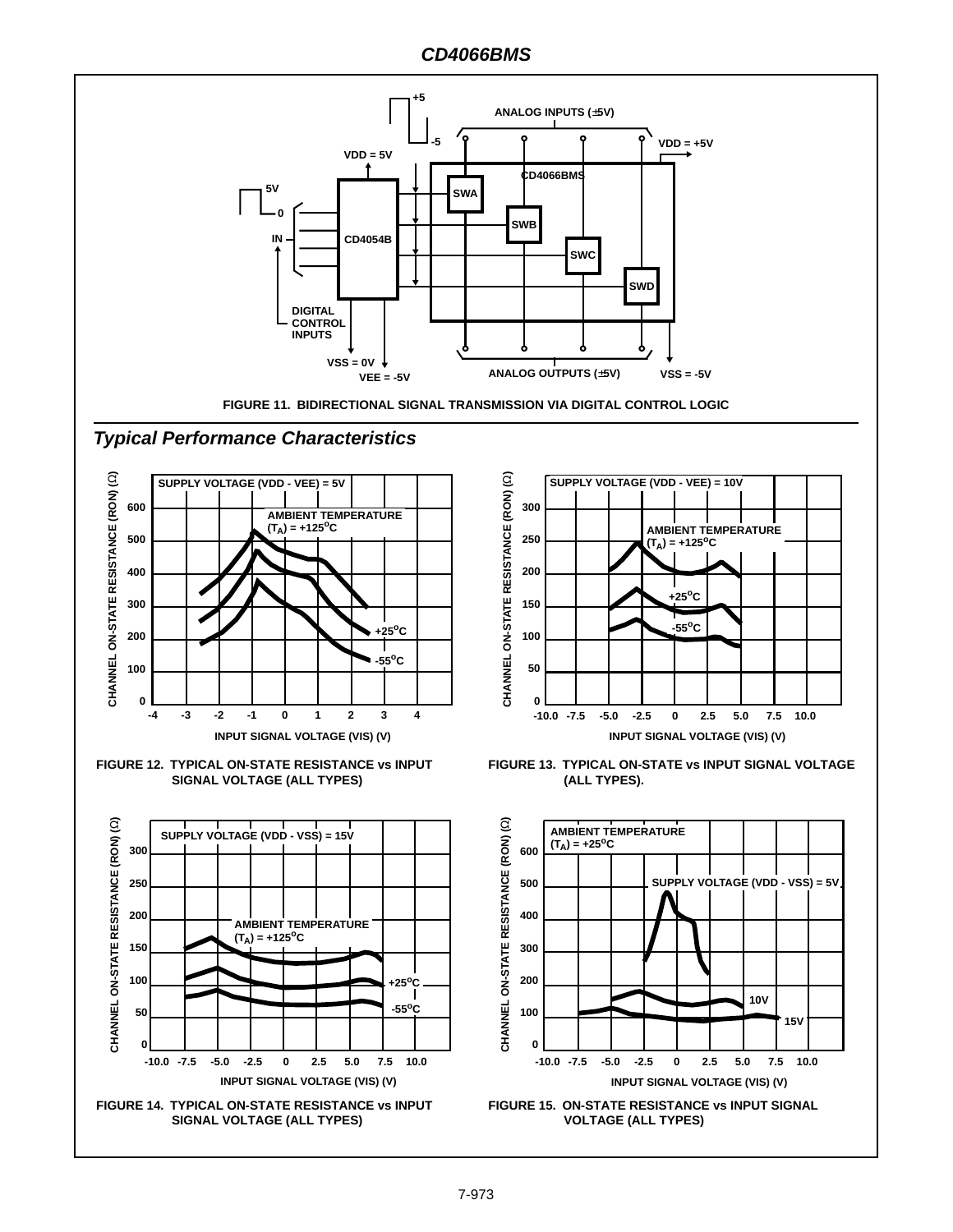FIGURE 11. BIDIRECTIONAL SIGNAL TRANSMISSION VIA DIGITAL CONTROL LOGIC

## Typical Performance Characteristics

FIGURE 12. TYPICAL ON-STATE RESISTANCE vs INPUT SIGNAL VOLTAGE (ALL TYPES)

FIGURE 13. TYPICAL ON-STATE vs INPUT SIGNAL VOLTAGE (ALL TYPES).

FIGURE 14. TYPICAL ON-STATE RESISTANCE vs INPUT SIGNAL VOLTAGE (ALL TYPES)

FIGURE 15. ON-STATE RESISTANCE vs INPUT SIGNAL VOLTAGE (ALL TYPES)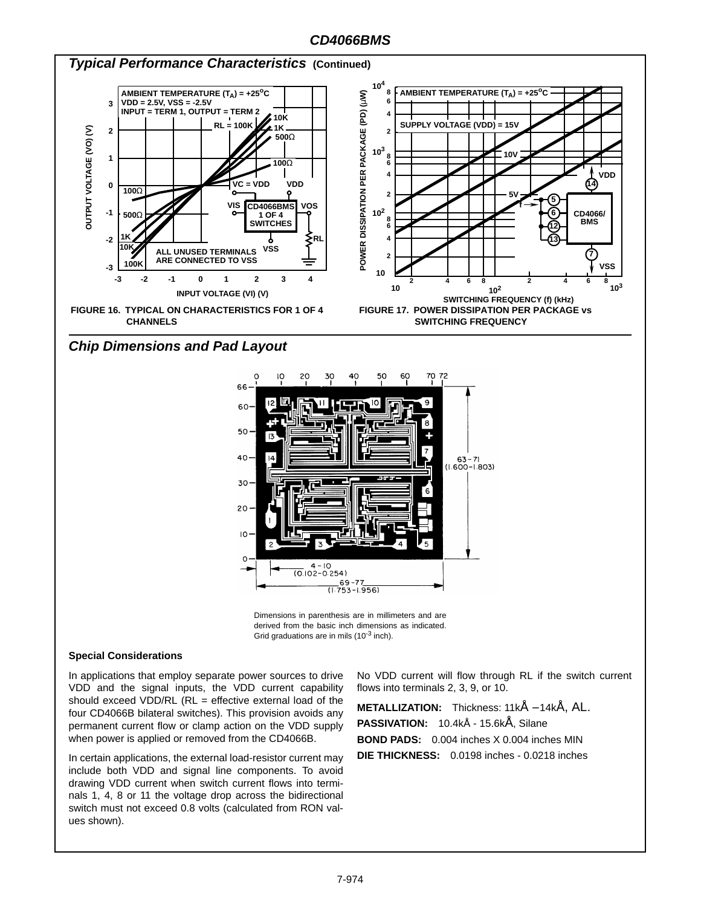## Typical Performance Characteristics (Continued)

AMBIENT TEMPERATURE ($T_A$) = +25°C
VDD = 2.5V, VSS = -2.5V
INPUT = TERM 1, OUTPUT = TERM 2
RL = 100K
10K
1K
500Ω
100Ω
VC = VDD
VDD
VIS
VOS
CD4066BMS 1 OF 4 SWITCHES
RL
VSS
ALL UNUSED TERMINALS ARE CONNECTED TO VSS
OUTPUT VOLTAGE (VO) (V)
INPUT VOLTAGE (VI) (V)

FIGURE 16. TYPICAL ON CHARACTERISTICS FOR 1 OF 4 CHANNELS

AMBIENT TEMPERATURE ($T_A$) = +25°C
SUPPLY VOLTAGE (VDD) = 15V
10V
5V
VDD
CD4066/BMS
VSS
POWER DISSIPATION PER PACKAGE (PD) (µW)
SWITCHING FREQUENCY (f) (kHz)

FIGURE 17. POWER DISSIPATION PER PACKAGE vs SWITCHING FREQUENCY

## Chip Dimensions and Pad Layout

63 - 71
(1.600 - 1.803)
4 - 10
(0.102 - 0.254)
69 - 77
(1.753 - 1.956)

Dimensions in parenthesis are in millimeters and are derived from the basic inch dimensions as indicated. Grid graduations are in mils ($10^{-3}$ inch).

### Special Considerations

In applications that employ separate power sources to drive VDD and the signal inputs, the VDD current capability should exceed VDD/RL (RL = effective external load of the four CD4066B bilateral switches). This provision avoids any permanent current flow or clamp action on the VDD supply when power is applied or removed from the CD4066B.

In certain applications, the external load-resistor current may include both VDD and signal line components. To avoid drawing VDD current when switch current flows into terminals 1, 4, 8 or 11 the voltage drop across the bidirectional switch must not exceed 0.8 volts (calculated from RON values shown).

No VDD current will flow through RL if the switch current flows into terminals 2, 3, 9, or 10.

**METALLIZATION:** Thickness: 11kÅ – 14kÅ, AL.

**PASSIVATION:** 10.4kÅ - 15.6kÅ, Silane

**BOND PADS:** 0.004 inches X 0.004 inches MIN

**DIE THICKNESS:** 0.0198 inches - 0.0218 inches